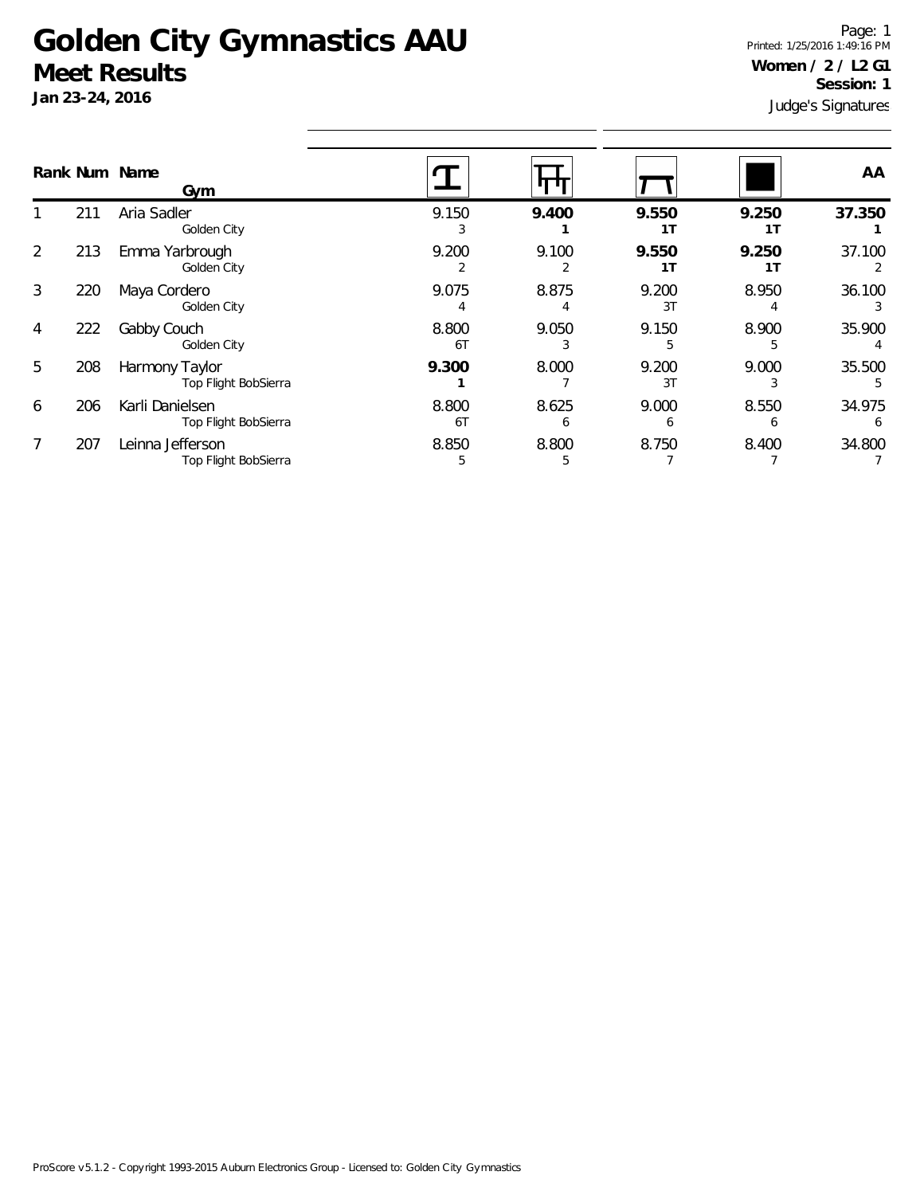# Golden City Gymnastics AAU

## Meet Results

**Jan 23-24, 2016**

Printed: 1/25/2016 1:49:16 PM

**Women / 2 / L2 G1**

**Session: 1**

Judge's Signatures

| Rank | Num | Name / Gym | Vault | Bars | Beam | Floor | AA |
|---|---|---|---|---|---|---|---|
| 1 | 211 | Aria Sadler<br>Golden City | 9.150<br>3 | **9.400**<br>**1** | **9.550**<br>**1T** | **9.250**<br>**1T** | **37.350**<br>**1** |
| 2 | 213 | Emma Yarbrough<br>Golden City | 9.200<br>2 | 9.100<br>2 | **9.550**<br>**1T** | **9.250**<br>**1T** | 37.100<br>2 |
| 3 | 220 | Maya Cordero<br>Golden City | 9.075<br>4 | 8.875<br>4 | 9.200<br>3T | 8.950<br>4 | 36.100<br>3 |
| 4 | 222 | Gabby Couch<br>Golden City | 8.800<br>6T | 9.050<br>3 | 9.150<br>5 | 8.900<br>5 | 35.900<br>4 |
| 5 | 208 | Harmony Taylor<br>Top Flight BobSierra | **9.300**<br>**1** | 8.000<br>7 | 9.200<br>3T | 9.000<br>3 | 35.500<br>5 |
| 6 | 206 | Karli Danielsen<br>Top Flight BobSierra | 8.800<br>6T | 8.625<br>6 | 9.000<br>6 | 8.550<br>6 | 34.975<br>6 |
| 7 | 207 | Leinna Jefferson<br>Top Flight BobSierra | 8.850<br>5 | 8.800<br>5 | 8.750<br>7 | 8.400<br>7 | 34.800<br>7 |

ProScore v5.1.2 - Copyright 1993-2015 Auburn Electronics Group - Licensed to: Golden City Gymnastics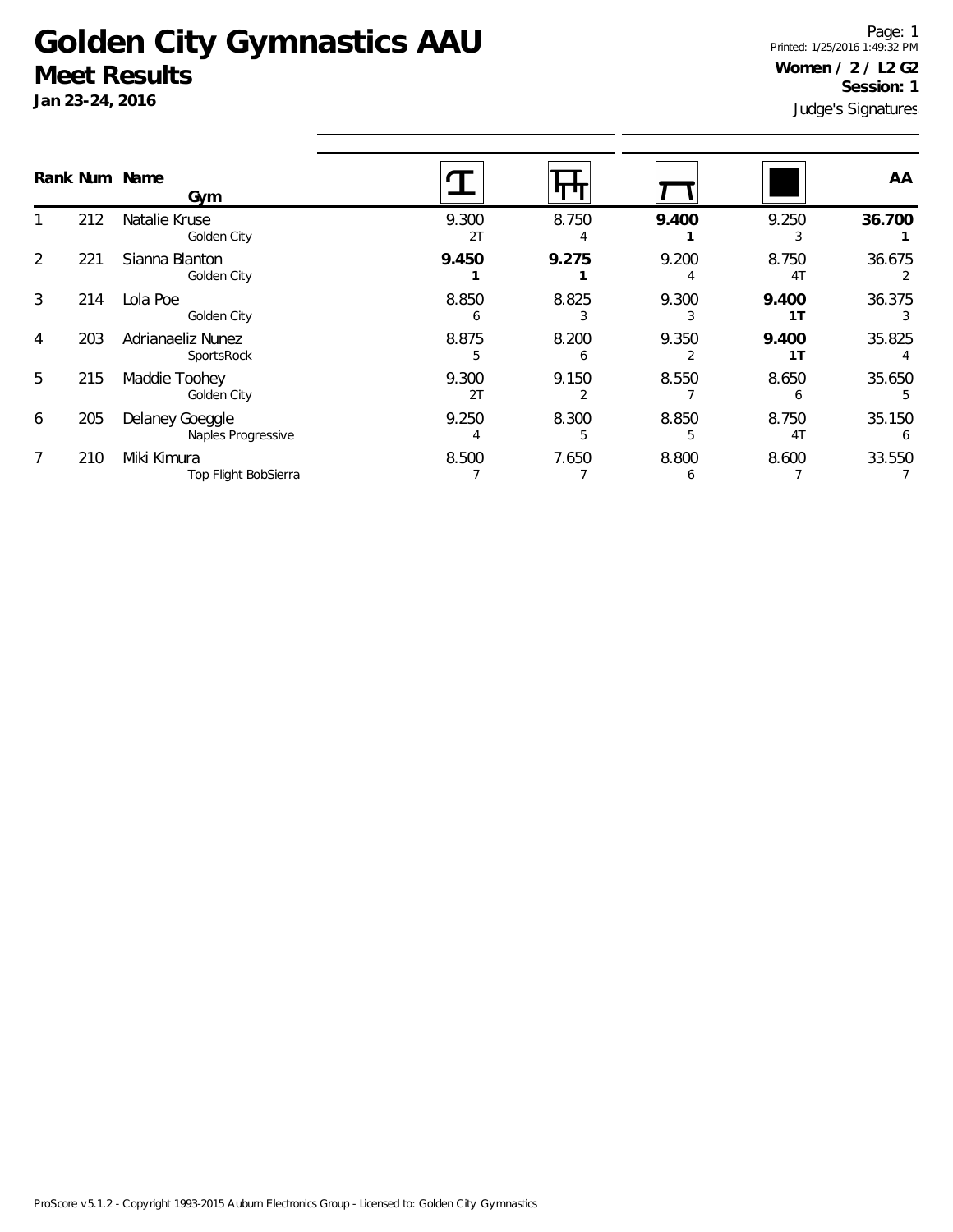# Golden City Gymnastics AAU

## Meet Results

**Jan 23-24, 2016**

Printed: 1/25/2016 1:49:32 PM

**Women / 2 / L2 G2**

**Session: 1**

Judge's Signatures

| Rank | Num | Name / Gym | Vault | Bars | Beam | Floor | AA |
|---|---|---|---|---|---|---|---|
| 1 | 212 | Natalie Kruse<br>Golden City | 9.300<br>2T | 8.750<br>4 | **9.400**<br>**1** | 9.250<br>3 | **36.700**<br>**1** |
| 2 | 221 | Sianna Blanton<br>Golden City | **9.450**<br>**1** | **9.275**<br>**1** | 9.200<br>4 | 8.750<br>4T | 36.675<br>2 |
| 3 | 214 | Lola Poe<br>Golden City | 8.850<br>6 | 8.825<br>3 | 9.300<br>3 | **9.400**<br>**1T** | 36.375<br>3 |
| 4 | 203 | Adrianaeliz Nunez<br>SportsRock | 8.875<br>5 | 8.200<br>6 | 9.350<br>2 | **9.400**<br>**1T** | 35.825<br>4 |
| 5 | 215 | Maddie Toohey<br>Golden City | 9.300<br>2T | 9.150<br>2 | 8.550<br>7 | 8.650<br>6 | 35.650<br>5 |
| 6 | 205 | Delaney Goeggle<br>Naples Progressive | 9.250<br>4 | 8.300<br>5 | 8.850<br>5 | 8.750<br>4T | 35.150<br>6 |
| 7 | 210 | Miki Kimura<br>Top Flight BobSierra | 8.500<br>7 | 7.650<br>7 | 8.800<br>6 | 8.600<br>7 | 33.550<br>7 |

ProScore v5.1.2 - Copyright 1993-2015 Auburn Electronics Group - Licensed to: Golden City Gymnastics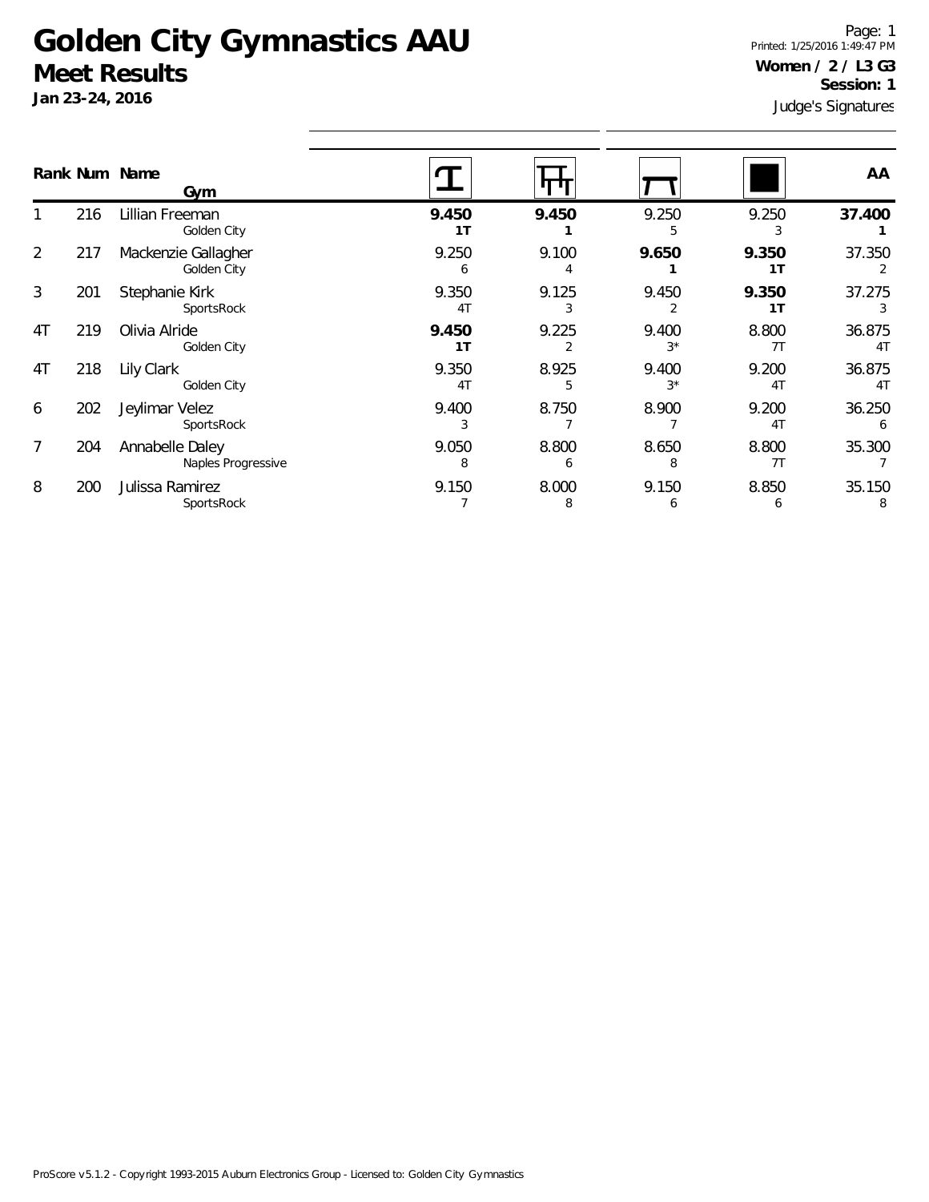# Golden City Gymnastics AAU

## Meet Results

**Jan 23-24, 2016**

Printed: 1/25/2016 1:49:47 PM

**Women / 2 / L3 G3**

**Session: 1**

Judge's Signatures

| Rank | Num | Name / Gym | Vault | Bars | Beam | Floor | AA |
|---|---|---|---|---|---|---|---|
| 1 | 216 | Lillian Freeman<br>Golden City | **9.450**<br>**1T** | **9.450**<br>**1** | 9.250<br>5 | 9.250<br>3 | **37.400**<br>**1** |
| 2 | 217 | Mackenzie Gallagher<br>Golden City | 9.250<br>6 | 9.100<br>4 | **9.650**<br>**1** | **9.350**<br>**1T** | 37.350<br>2 |
| 3 | 201 | Stephanie Kirk<br>SportsRock | 9.350<br>4T | 9.125<br>3 | 9.450<br>2 | **9.350**<br>**1T** | 37.275<br>3 |
| 4T | 219 | Olivia Alride<br>Golden City | **9.450**<br>**1T** | 9.225<br>2 | 9.400<br>3* | 8.800<br>7T | 36.875<br>4T |
| 4T | 218 | Lily Clark<br>Golden City | 9.350<br>4T | 8.925<br>5 | 9.400<br>3* | 9.200<br>4T | 36.875<br>4T |
| 6 | 202 | Jeylimar Velez<br>SportsRock | 9.400<br>3 | 8.750<br>7 | 8.900<br>7 | 9.200<br>4T | 36.250<br>6 |
| 7 | 204 | Annabelle Daley<br>Naples Progressive | 9.050<br>8 | 8.800<br>6 | 8.650<br>8 | 8.800<br>7T | 35.300<br>7 |
| 8 | 200 | Julissa Ramirez<br>SportsRock | 9.150<br>7 | 8.000<br>8 | 9.150<br>6 | 8.850<br>6 | 35.150<br>8 |

ProScore v5.1.2 - Copyright 1993-2015 Auburn Electronics Group - Licensed to: Golden City Gymnastics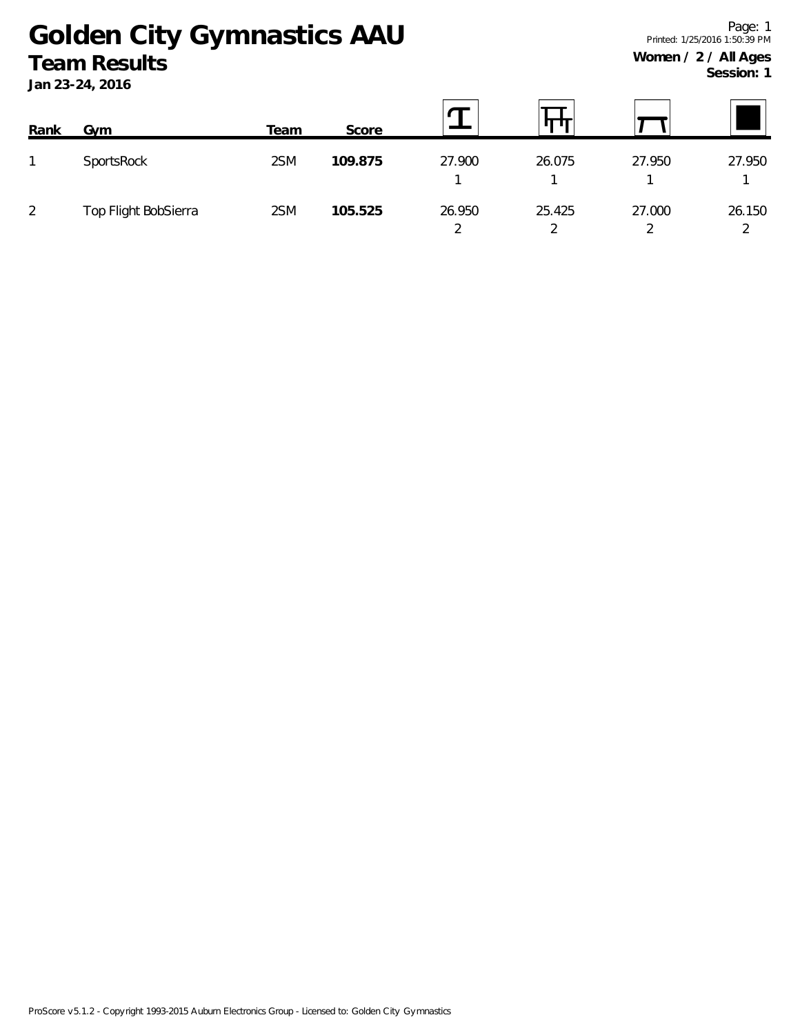# Golden City Gymnastics AAU

## Team Results

**Jan 23-24, 2016**

Printed: 1/25/2016 1:50:39 PM

**Women / 2 / All Ages**
**Session: 1**

| Rank | Gym | Team | Score | Vault | Bars | Beam | Floor |
|---|---|---|---|---|---|---|---|
| 1 | SportsRock | 2SM | **109.875** | 27.900<br>1 | 26.075<br>1 | 27.950<br>1 | 27.950<br>1 |
| 2 | Top Flight BobSierra | 2SM | **105.525** | 26.950<br>2 | 25.425<br>2 | 27.000<br>2 | 26.150<br>2 |

ProScore v5.1.2 - Copyright 1993-2015 Auburn Electronics Group - Licensed to: Golden City Gymnastics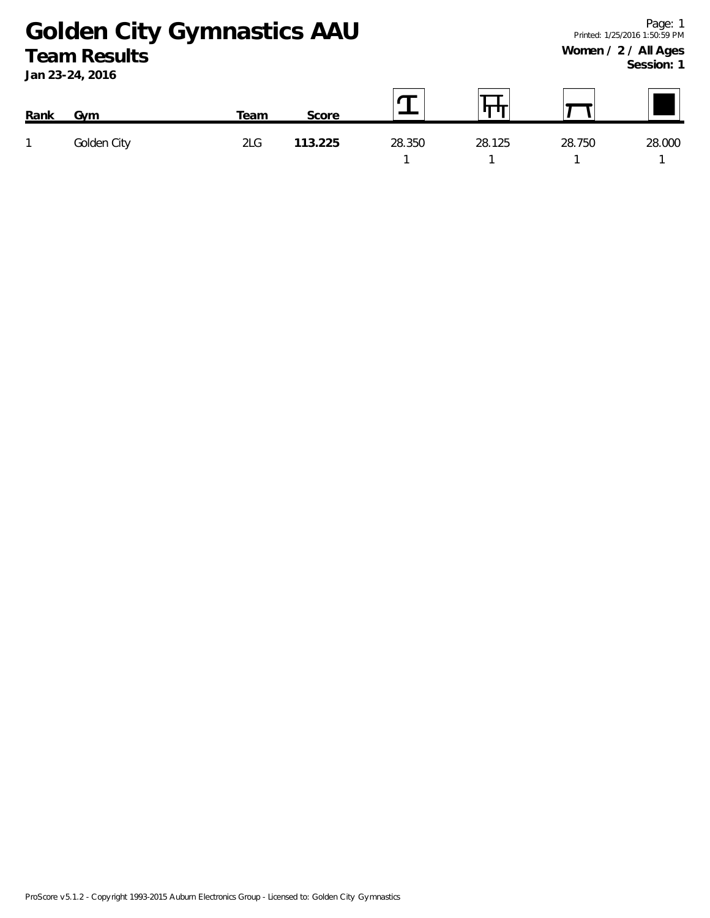# Golden City Gymnastics AAU

## Team Results

**Jan 23-24, 2016**

Page: 1
Printed: 1/25/2016 1:50:59 PM

**Women / 2 / All Ages**
**Session: 1**

| Rank | Gym | Team | Score | Vault | Bars | Beam | Floor |
|---|---|---|---|---|---|---|---|
| 1 | Golden City | 2LG | **113.225** | 28.350<br>1 | 28.125<br>1 | 28.750<br>1 | 28.000<br>1 |

ProScore v5.1.2 - Copyright 1993-2015 Auburn Electronics Group - Licensed to: Golden City Gymnastics